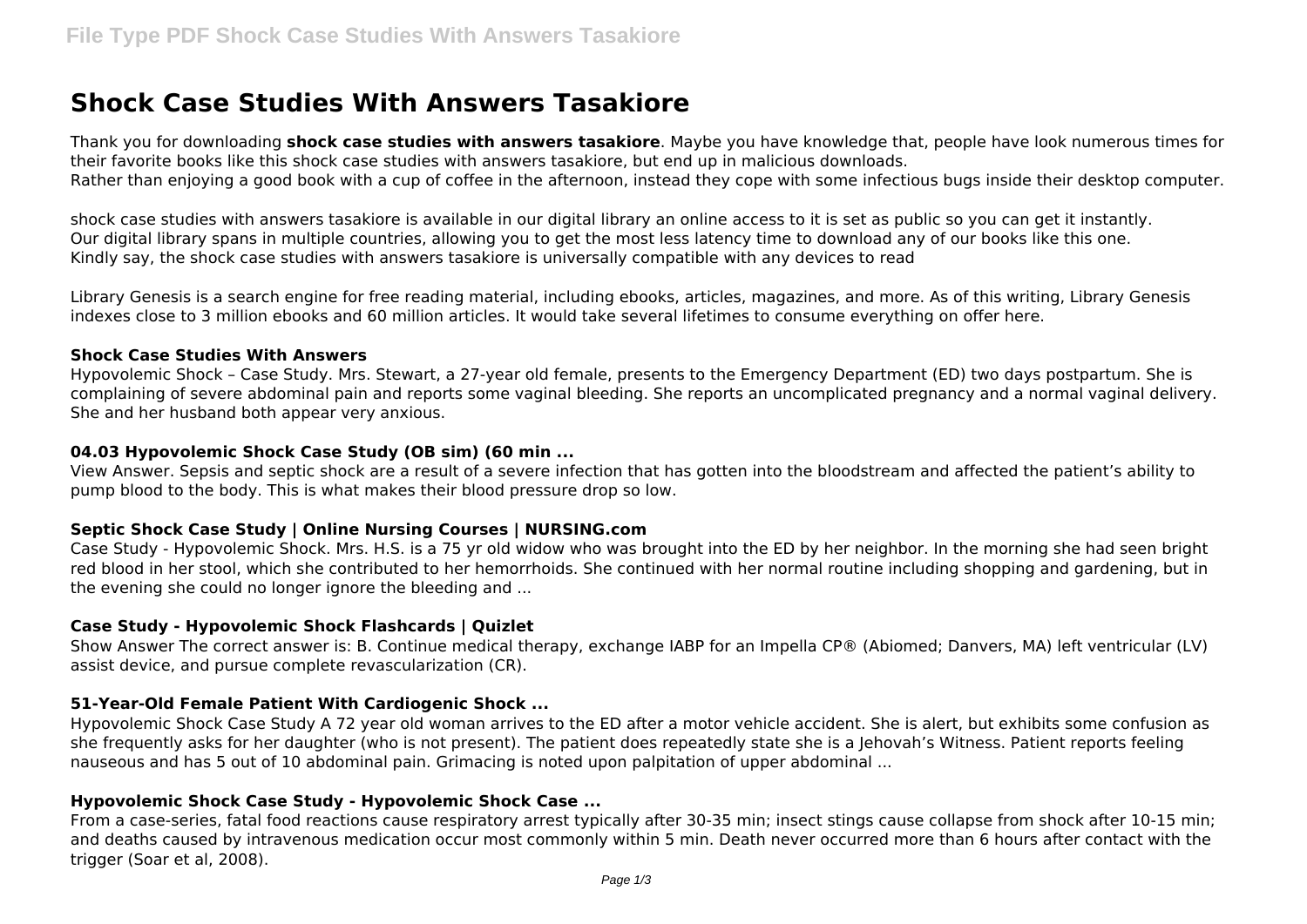# Shock Case Studies With Answers Tasakiore

Thank you for downloading **shock case studies with answers tasakiore**. Maybe you have knowledge that, people have look numerous times for their favorite books like this shock case studies with answers tasakiore, but end up in malicious downloads.
Rather than enjoying a good book with a cup of coffee in the afternoon, instead they cope with some infectious bugs inside their desktop computer.

shock case studies with answers tasakiore is available in our digital library an online access to it is set as public so you can get it instantly.
Our digital library spans in multiple countries, allowing you to get the most less latency time to download any of our books like this one.
Kindly say, the shock case studies with answers tasakiore is universally compatible with any devices to read

Library Genesis is a search engine for free reading material, including ebooks, articles, magazines, and more. As of this writing, Library Genesis indexes close to 3 million ebooks and 60 million articles. It would take several lifetimes to consume everything on offer here.

#### Shock Case Studies With Answers

Hypovolemic Shock – Case Study. Mrs. Stewart, a 27-year old female, presents to the Emergency Department (ED) two days postpartum. She is complaining of severe abdominal pain and reports some vaginal bleeding. She reports an uncomplicated pregnancy and a normal vaginal delivery. She and her husband both appear very anxious.

#### 04.03 Hypovolemic Shock Case Study (OB sim) (60 min ...

View Answer. Sepsis and septic shock are a result of a severe infection that has gotten into the bloodstream and affected the patient's ability to pump blood to the body. This is what makes their blood pressure drop so low.

#### Septic Shock Case Study | Online Nursing Courses | NURSING.com

Case Study - Hypovolemic Shock. Mrs. H.S. is a 75 yr old widow who was brought into the ED by her neighbor. In the morning she had seen bright red blood in her stool, which she contributed to her hemorrhoids. She continued with her normal routine including shopping and gardening, but in the evening she could no longer ignore the bleeding and ...

#### Case Study - Hypovolemic Shock Flashcards | Quizlet

Show Answer The correct answer is: B. Continue medical therapy, exchange IABP for an Impella CP® (Abiomed; Danvers, MA) left ventricular (LV) assist device, and pursue complete revascularization (CR).

#### 51-Year-Old Female Patient With Cardiogenic Shock ...

Hypovolemic Shock Case Study A 72 year old woman arrives to the ED after a motor vehicle accident. She is alert, but exhibits some confusion as she frequently asks for her daughter (who is not present). The patient does repeatedly state she is a Jehovah's Witness. Patient reports feeling nauseous and has 5 out of 10 abdominal pain. Grimacing is noted upon palpitation of upper abdominal ...

#### Hypovolemic Shock Case Study - Hypovolemic Shock Case ...

From a case-series, fatal food reactions cause respiratory arrest typically after 30-35 min; insect stings cause collapse from shock after 10-15 min; and deaths caused by intravenous medication occur most commonly within 5 min. Death never occurred more than 6 hours after contact with the trigger (Soar et al, 2008).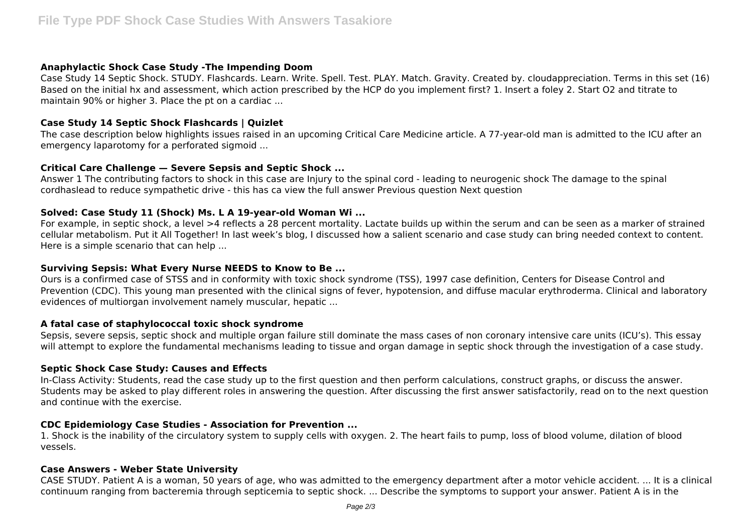### Anaphylactic Shock Case Study -The Impending Doom

Case Study 14 Septic Shock. STUDY. Flashcards. Learn. Write. Spell. Test. PLAY. Match. Gravity. Created by. cloudappreciation. Terms in this set (16) Based on the initial hx and assessment, which action prescribed by the HCP do you implement first? 1. Insert a foley 2. Start O2 and titrate to maintain 90% or higher 3. Place the pt on a cardiac ...

### Case Study 14 Septic Shock Flashcards | Quizlet

The case description below highlights issues raised in an upcoming Critical Care Medicine article. A 77-year-old man is admitted to the ICU after an emergency laparotomy for a perforated sigmoid ...

### Critical Care Challenge — Severe Sepsis and Septic Shock ...

Answer 1 The contributing factors to shock in this case are Injury to the spinal cord - leading to neurogenic shock The damage to the spinal cordhaslead to reduce sympathetic drive - this has ca view the full answer Previous question Next question

### Solved: Case Study 11 (Shock) Ms. L A 19-year-old Woman Wi ...

For example, in septic shock, a level >4 reflects a 28 percent mortality. Lactate builds up within the serum and can be seen as a marker of strained cellular metabolism. Put it All Together! In last week's blog, I discussed how a salient scenario and case study can bring needed context to content. Here is a simple scenario that can help ...

### Surviving Sepsis: What Every Nurse NEEDS to Know to Be ...

Ours is a confirmed case of STSS and in conformity with toxic shock syndrome (TSS), 1997 case definition, Centers for Disease Control and Prevention (CDC). This young man presented with the clinical signs of fever, hypotension, and diffuse macular erythroderma. Clinical and laboratory evidences of multiorgan involvement namely muscular, hepatic ...

### A fatal case of staphylococcal toxic shock syndrome

Sepsis, severe sepsis, septic shock and multiple organ failure still dominate the mass cases of non coronary intensive care units (ICU's). This essay will attempt to explore the fundamental mechanisms leading to tissue and organ damage in septic shock through the investigation of a case study.

### Septic Shock Case Study: Causes and Effects

In-Class Activity: Students, read the case study up to the first question and then perform calculations, construct graphs, or discuss the answer. Students may be asked to play different roles in answering the question. After discussing the first answer satisfactorily, read on to the next question and continue with the exercise.

### CDC Epidemiology Case Studies - Association for Prevention ...

1. Shock is the inability of the circulatory system to supply cells with oxygen. 2. The heart fails to pump, loss of blood volume, dilation of blood vessels.

### Case Answers - Weber State University

CASE STUDY. Patient A is a woman, 50 years of age, who was admitted to the emergency department after a motor vehicle accident. ... It is a clinical continuum ranging from bacteremia through septicemia to septic shock. ... Describe the symptoms to support your answer. Patient A is in the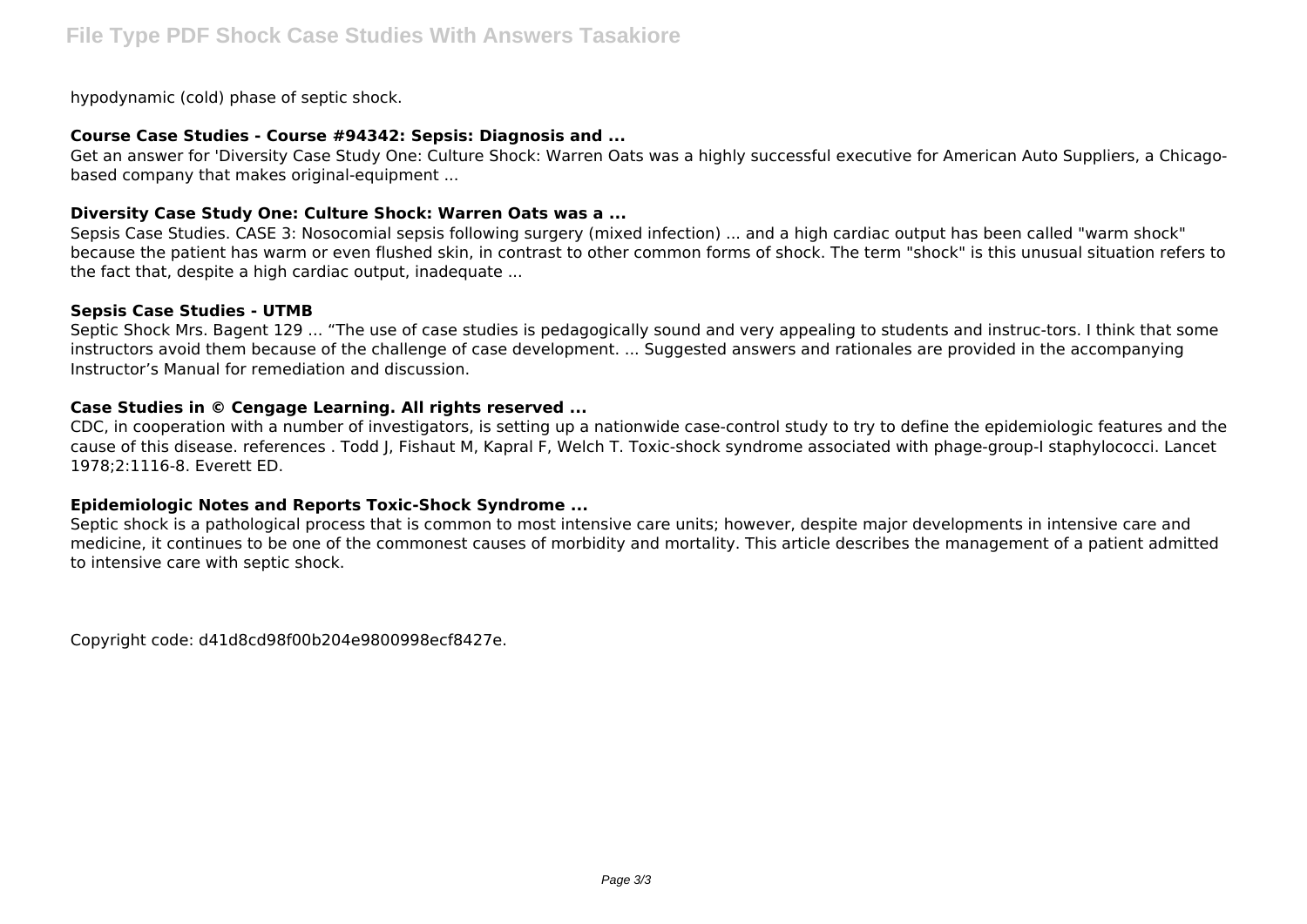hypodynamic (cold) phase of septic shock.

**Course Case Studies - Course #94342: Sepsis: Diagnosis and ...**

Get an answer for 'Diversity Case Study One: Culture Shock: Warren Oats was a highly successful executive for American Auto Suppliers, a Chicago-based company that makes original-equipment ...

**Diversity Case Study One: Culture Shock: Warren Oats was a ...**

Sepsis Case Studies. CASE 3: Nosocomial sepsis following surgery (mixed infection) ... and a high cardiac output has been called "warm shock" because the patient has warm or even flushed skin, in contrast to other common forms of shock. The term "shock" is this unusual situation refers to the fact that, despite a high cardiac output, inadequate ...

**Sepsis Case Studies - UTMB**

Septic Shock Mrs. Bagent 129 ... "The use of case studies is pedagogically sound and very appealing to students and instruc-tors. I think that some instructors avoid them because of the challenge of case development. ... Suggested answers and rationales are provided in the accompanying Instructor's Manual for remediation and discussion.

**Case Studies in © Cengage Learning. All rights reserved ...**

CDC, in cooperation with a number of investigators, is setting up a nationwide case-control study to try to define the epidemiologic features and the cause of this disease. references . Todd J, Fishaut M, Kapral F, Welch T. Toxic-shock syndrome associated with phage-group-I staphylococci. Lancet 1978;2:1116-8. Everett ED.

**Epidemiologic Notes and Reports Toxic-Shock Syndrome ...**

Septic shock is a pathological process that is common to most intensive care units; however, despite major developments in intensive care and medicine, it continues to be one of the commonest causes of morbidity and mortality. This article describes the management of a patient admitted to intensive care with septic shock.

Copyright code: d41d8cd98f00b204e9800998ecf8427e.